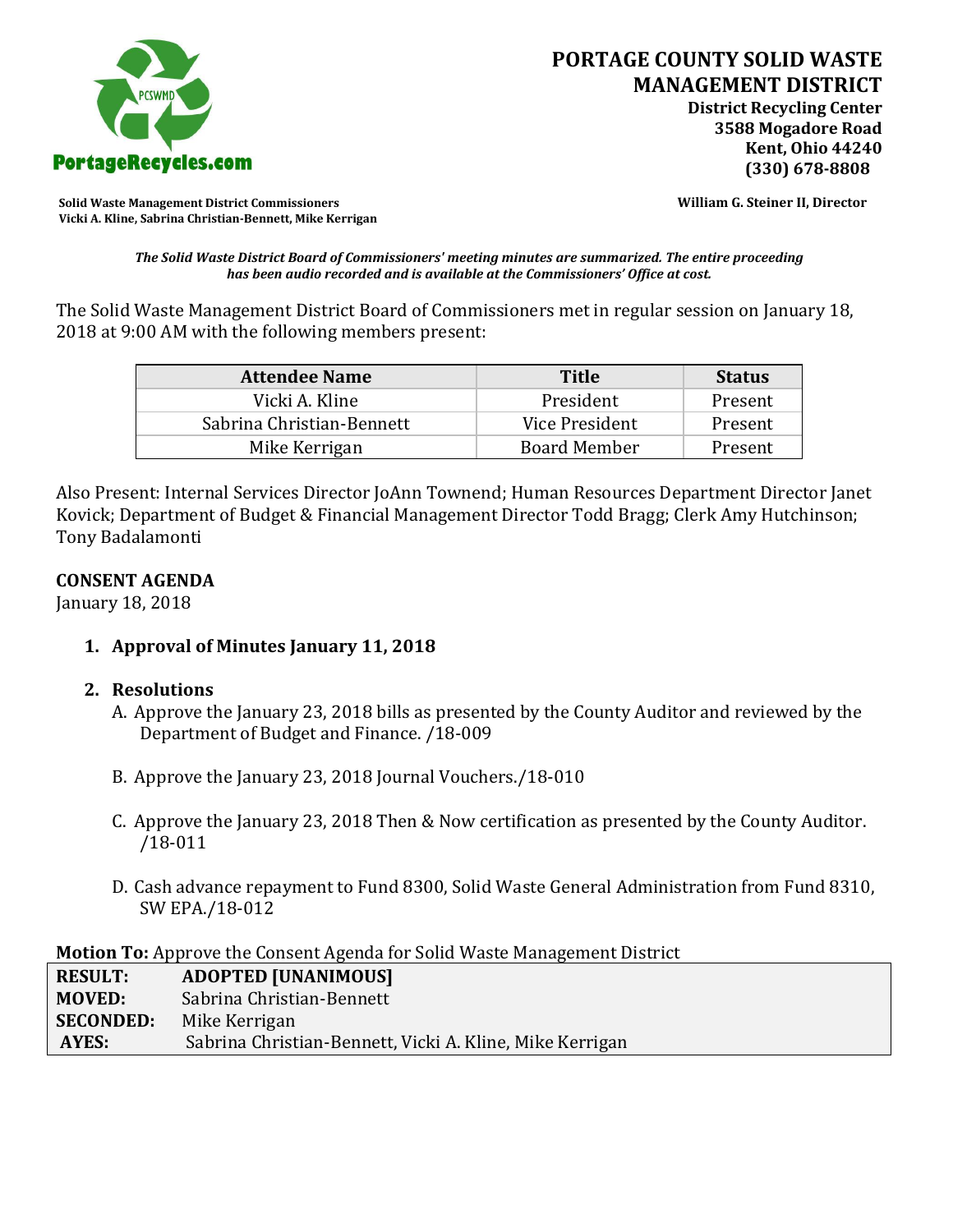# PORTAGE COUNTY SOLID WASTE MANAGEMENT DISTRICT

**District Recycling Center**
**3588 Mogadore Road**
**Kent, Ohio 44240**
**(330) 678-8808**

PortageRecycles.com

**Solid Waste Management District Commissioners**
**Vicki A. Kline, Sabrina Christian-Bennett, Mike Kerrigan**

**William G. Steiner II, Director**

***The Solid Waste District Board of Commissioners' meeting minutes are summarized. The entire proceeding has been audio recorded and is available at the Commissioners' Office at cost.***

The Solid Waste Management District Board of Commissioners met in regular session on January 18, 2018 at 9:00 AM with the following members present:

| Attendee Name | Title | Status |
|---|---|---|
| Vicki A. Kline | President | Present |
| Sabrina Christian-Bennett | Vice President | Present |
| Mike Kerrigan | Board Member | Present |

Also Present: Internal Services Director JoAnn Townend; Human Resources Department Director Janet Kovick; Department of Budget & Financial Management Director Todd Bragg; Clerk Amy Hutchinson; Tony Badalamonti

**CONSENT AGENDA**
January 18, 2018

1. **Approval of Minutes January 11, 2018**

2. **Resolutions**
   A. Approve the January 23, 2018 bills as presented by the County Auditor and reviewed by the Department of Budget and Finance. /18-009

   B. Approve the January 23, 2018 Journal Vouchers./18-010

   C. Approve the January 23, 2018 Then & Now certification as presented by the County Auditor. /18-011

   D. Cash advance repayment to Fund 8300, Solid Waste General Administration from Fund 8310, SW EPA./18-012

**Motion To:** Approve the Consent Agenda for Solid Waste Management District

| | |
|---|---|
| **RESULT:** | **ADOPTED [UNANIMOUS]** |
| **MOVED:** | Sabrina Christian-Bennett |
| **SECONDED:** | Mike Kerrigan |
| **AYES:** | Sabrina Christian-Bennett, Vicki A. Kline, Mike Kerrigan |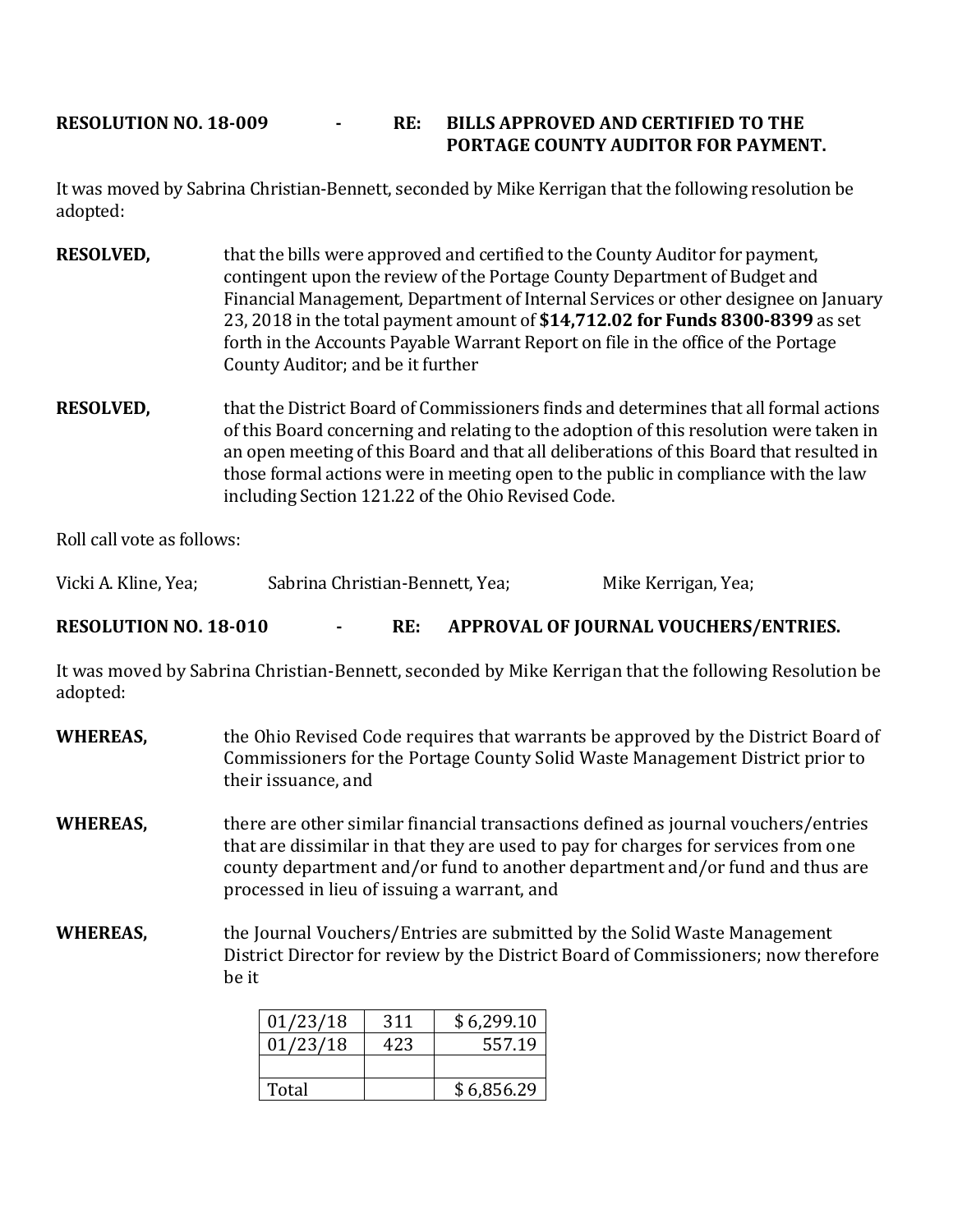**RESOLUTION NO. 18-009 - RE: BILLS APPROVED AND CERTIFIED TO THE PORTAGE COUNTY AUDITOR FOR PAYMENT.**

It was moved by Sabrina Christian-Bennett, seconded by Mike Kerrigan that the following resolution be adopted:

**RESOLVED,** that the bills were approved and certified to the County Auditor for payment, contingent upon the review of the Portage County Department of Budget and Financial Management, Department of Internal Services or other designee on January 23, 2018 in the total payment amount of **$14,712.02 for Funds 8300-8399** as set forth in the Accounts Payable Warrant Report on file in the office of the Portage County Auditor; and be it further

**RESOLVED,** that the District Board of Commissioners finds and determines that all formal actions of this Board concerning and relating to the adoption of this resolution were taken in an open meeting of this Board and that all deliberations of this Board that resulted in those formal actions were in meeting open to the public in compliance with the law including Section 121.22 of the Ohio Revised Code.

Roll call vote as follows:

Vicki A. Kline, Yea; Sabrina Christian-Bennett, Yea; Mike Kerrigan, Yea;

**RESOLUTION NO. 18-010 - RE: APPROVAL OF JOURNAL VOUCHERS/ENTRIES.**

It was moved by Sabrina Christian-Bennett, seconded by Mike Kerrigan that the following Resolution be adopted:

**WHEREAS,** the Ohio Revised Code requires that warrants be approved by the District Board of Commissioners for the Portage County Solid Waste Management District prior to their issuance, and

**WHEREAS,** there are other similar financial transactions defined as journal vouchers/entries that are dissimilar in that they are used to pay for charges for services from one county department and/or fund to another department and/or fund and thus are processed in lieu of issuing a warrant, and

**WHEREAS,** the Journal Vouchers/Entries are submitted by the Solid Waste Management District Director for review by the District Board of Commissioners; now therefore be it

| | | |
|---|---|---|
| 01/23/18 | 311 | $ 6,299.10 |
| 01/23/18 | 423 | 557.19 |
| | | |
| Total | | $ 6,856.29 |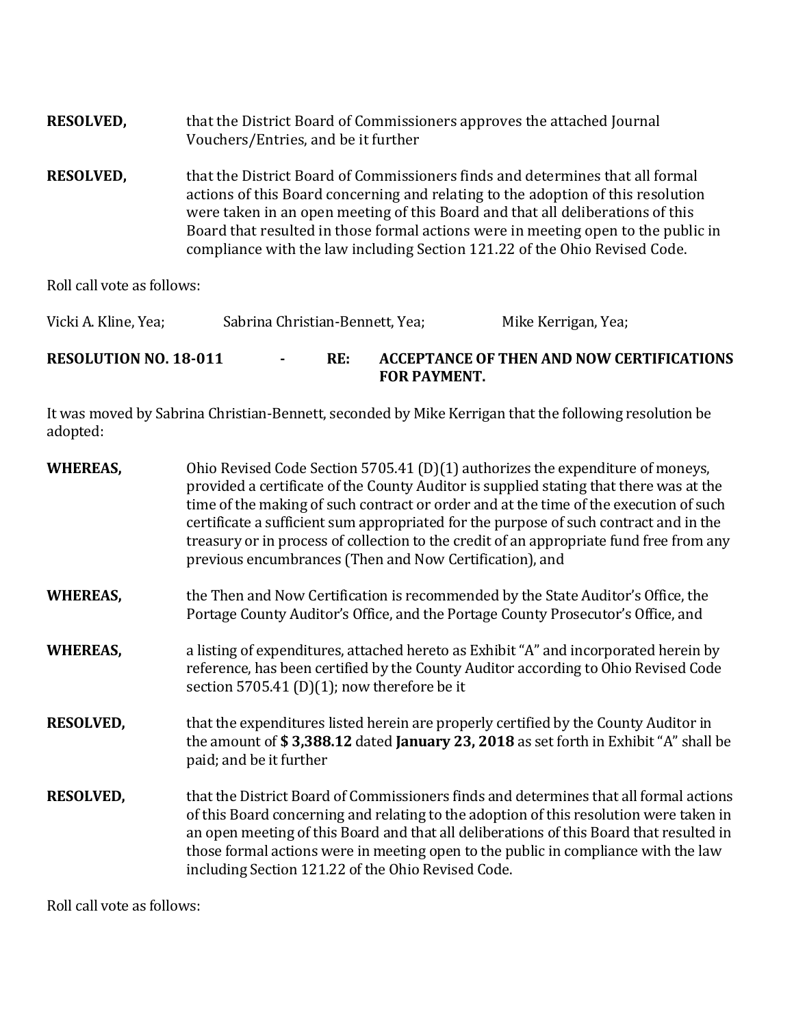**RESOLVED,** that the District Board of Commissioners approves the attached Journal Vouchers/Entries, and be it further

**RESOLVED,** that the District Board of Commissioners finds and determines that all formal actions of this Board concerning and relating to the adoption of this resolution were taken in an open meeting of this Board and that all deliberations of this Board that resulted in those formal actions were in meeting open to the public in compliance with the law including Section 121.22 of the Ohio Revised Code.

Roll call vote as follows:

Vicki A. Kline, Yea; Sabrina Christian-Bennett, Yea; Mike Kerrigan, Yea;

**RESOLUTION NO. 18-011 - RE: ACCEPTANCE OF THEN AND NOW CERTIFICATIONS FOR PAYMENT.**

It was moved by Sabrina Christian-Bennett, seconded by Mike Kerrigan that the following resolution be adopted:

**WHEREAS,** Ohio Revised Code Section 5705.41 (D)(1) authorizes the expenditure of moneys, provided a certificate of the County Auditor is supplied stating that there was at the time of the making of such contract or order and at the time of the execution of such certificate a sufficient sum appropriated for the purpose of such contract and in the treasury or in process of collection to the credit of an appropriate fund free from any previous encumbrances (Then and Now Certification), and

**WHEREAS,** the Then and Now Certification is recommended by the State Auditor's Office, the Portage County Auditor's Office, and the Portage County Prosecutor's Office, and

**WHEREAS,** a listing of expenditures, attached hereto as Exhibit "A" and incorporated herein by reference, has been certified by the County Auditor according to Ohio Revised Code section 5705.41 (D)(1); now therefore be it

**RESOLVED,** that the expenditures listed herein are properly certified by the County Auditor in the amount of **$ 3,388.12** dated **January 23, 2018** as set forth in Exhibit "A" shall be paid; and be it further

**RESOLVED,** that the District Board of Commissioners finds and determines that all formal actions of this Board concerning and relating to the adoption of this resolution were taken in an open meeting of this Board and that all deliberations of this Board that resulted in those formal actions were in meeting open to the public in compliance with the law including Section 121.22 of the Ohio Revised Code.

Roll call vote as follows: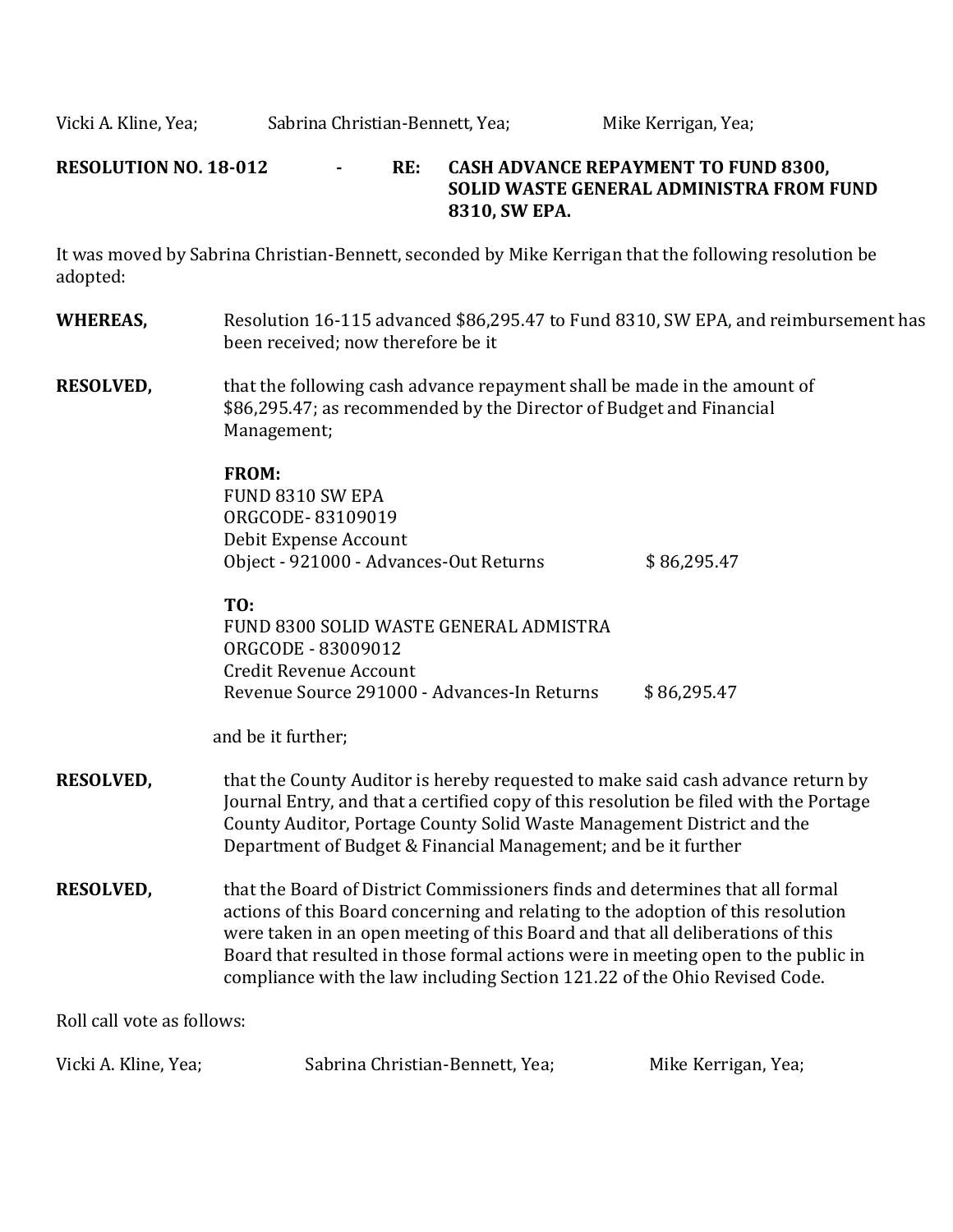Vicki A. Kline, Yea; Sabrina Christian-Bennett, Yea; Mike Kerrigan, Yea;

**RESOLUTION NO. 18-012 - RE: CASH ADVANCE REPAYMENT TO FUND 8300, SOLID WASTE GENERAL ADMINISTRA FROM FUND 8310, SW EPA.**

It was moved by Sabrina Christian-Bennett, seconded by Mike Kerrigan that the following resolution be adopted:

**WHEREAS,** Resolution 16-115 advanced $86,295.47 to Fund 8310, SW EPA, and reimbursement has been received; now therefore be it

**RESOLVED,** that the following cash advance repayment shall be made in the amount of $86,295.47; as recommended by the Director of Budget and Financial Management;

**FROM:**
FUND 8310 SW EPA
ORGCODE- 83109019
Debit Expense Account
Object - 921000 - Advances-Out Returns $ 86,295.47

**TO:**
FUND 8300 SOLID WASTE GENERAL ADMISTRA
ORGCODE - 83009012
Credit Revenue Account
Revenue Source 291000 - Advances-In Returns $ 86,295.47

and be it further;

**RESOLVED,** that the County Auditor is hereby requested to make said cash advance return by Journal Entry, and that a certified copy of this resolution be filed with the Portage County Auditor, Portage County Solid Waste Management District and the Department of Budget & Financial Management; and be it further

**RESOLVED,** that the Board of District Commissioners finds and determines that all formal actions of this Board concerning and relating to the adoption of this resolution were taken in an open meeting of this Board and that all deliberations of this Board that resulted in those formal actions were in meeting open to the public in compliance with the law including Section 121.22 of the Ohio Revised Code.

Roll call vote as follows:

Vicki A. Kline, Yea; Sabrina Christian-Bennett, Yea; Mike Kerrigan, Yea;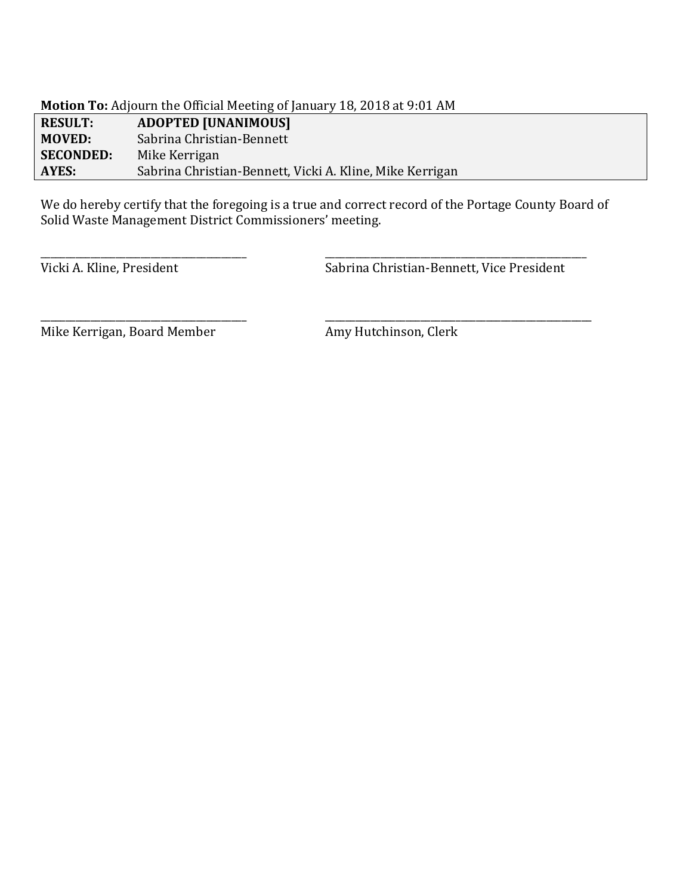**Motion To:** Adjourn the Official Meeting of January 18, 2018 at 9:01 AM

| | |
|---|---|
| **RESULT:** | **ADOPTED [UNANIMOUS]** |
| **MOVED:** | Sabrina Christian-Bennett |
| **SECONDED:** | Mike Kerrigan |
| **AYES:** | Sabrina Christian-Bennett, Vicki A. Kline, Mike Kerrigan |

We do hereby certify that the foregoing is a true and correct record of the Portage County Board of Solid Waste Management District Commissioners' meeting.

\_\_\_\_\_\_\_\_\_\_\_\_\_\_\_\_\_\_\_\_\_\_\_\_\_\_\_\_\_\_\_\_\_\_\_\_\_\_\_\_
Vicki A. Kline, President

\_\_\_\_\_\_\_\_\_\_\_\_\_\_\_\_\_\_\_\_\_\_\_\_\_\_\_\_\_\_\_\_\_\_\_\_\_\_\_\_
Sabrina Christian-Bennett, Vice President

\_\_\_\_\_\_\_\_\_\_\_\_\_\_\_\_\_\_\_\_\_\_\_\_\_\_\_\_\_\_\_\_\_\_\_\_\_\_\_\_
Mike Kerrigan, Board Member

\_\_\_\_\_\_\_\_\_\_\_\_\_\_\_\_\_\_\_\_\_\_\_\_\_\_\_\_\_\_\_\_\_\_\_\_\_\_\_\_
Amy Hutchinson, Clerk